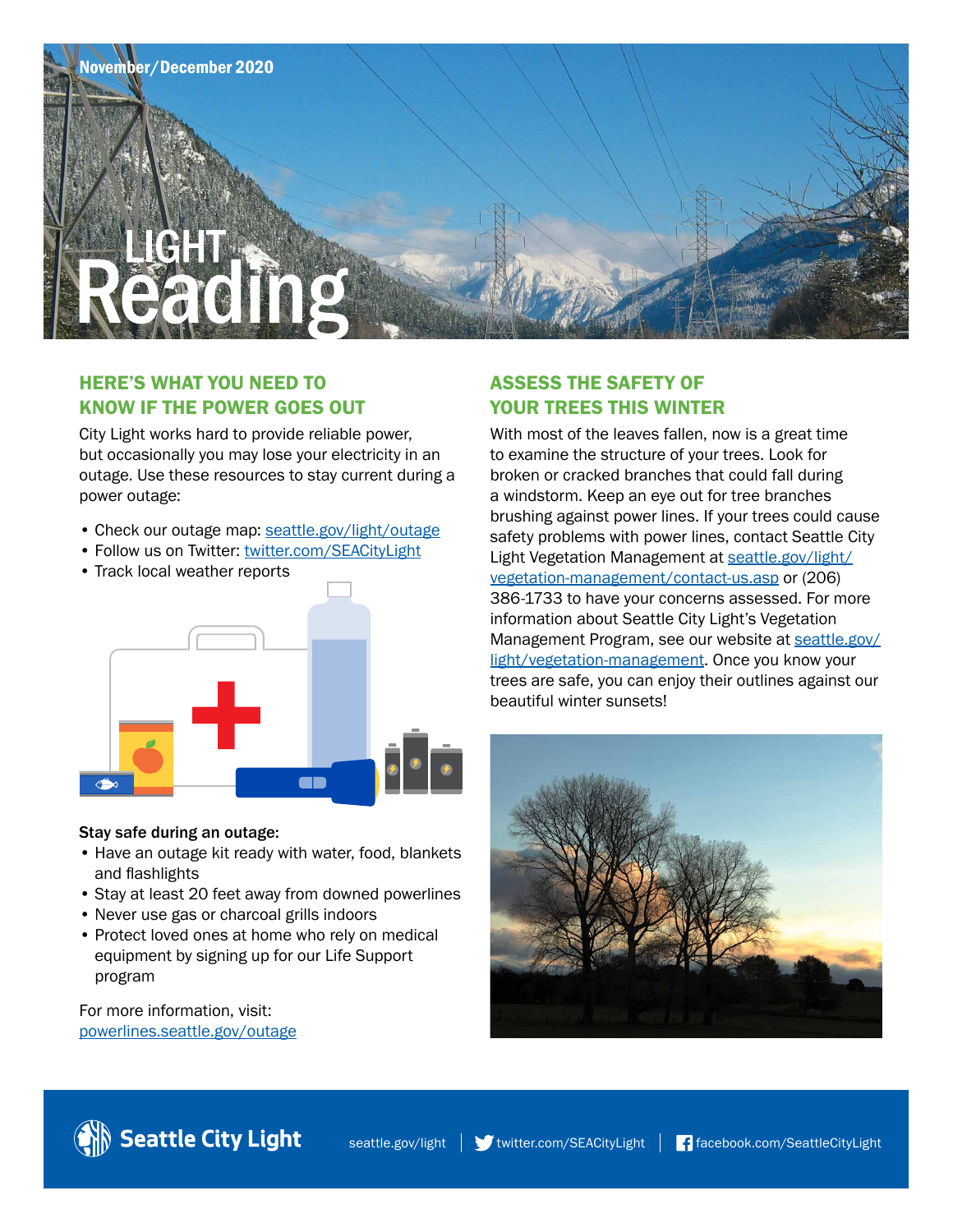November/December 2020

# LIGHT Reading

## HERE'S WHAT YOU NEED TO KNOW IF THE POWER GOES OUT

City Light works hard to provide reliable power, but occasionally you may lose your electricity in an outage. Use these resources to stay current during a power outage:

- Check our outage map: seattle.gov/light/outage
- Follow us on Twitter: twitter.com/SEACityLight
- Track local weather reports

**Stay safe during an outage:**

- Have an outage kit ready with water, food, blankets and flashlights
- Stay at least 20 feet away from downed powerlines
- Never use gas or charcoal grills indoors
- Protect loved ones at home who rely on medical equipment by signing up for our Life Support program

For more information, visit: powerlines.seattle.gov/outage

## ASSESS THE SAFETY OF YOUR TREES THIS WINTER

With most of the leaves fallen, now is a great time to examine the structure of your trees. Look for broken or cracked branches that could fall during a windstorm. Keep an eye out for tree branches brushing against power lines. If your trees could cause safety problems with power lines, contact Seattle City Light Vegetation Management at seattle.gov/light/vegetation-management/contact-us.asp or (206) 386-1733 to have your concerns assessed. For more information about Seattle City Light's Vegetation Management Program, see our website at seattle.gov/light/vegetation-management. Once you know your trees are safe, you can enjoy their outlines against our beautiful winter sunsets!

Seattle City Light | seattle.gov/light | twitter.com/SEACityLight | facebook.com/SeattleCityLight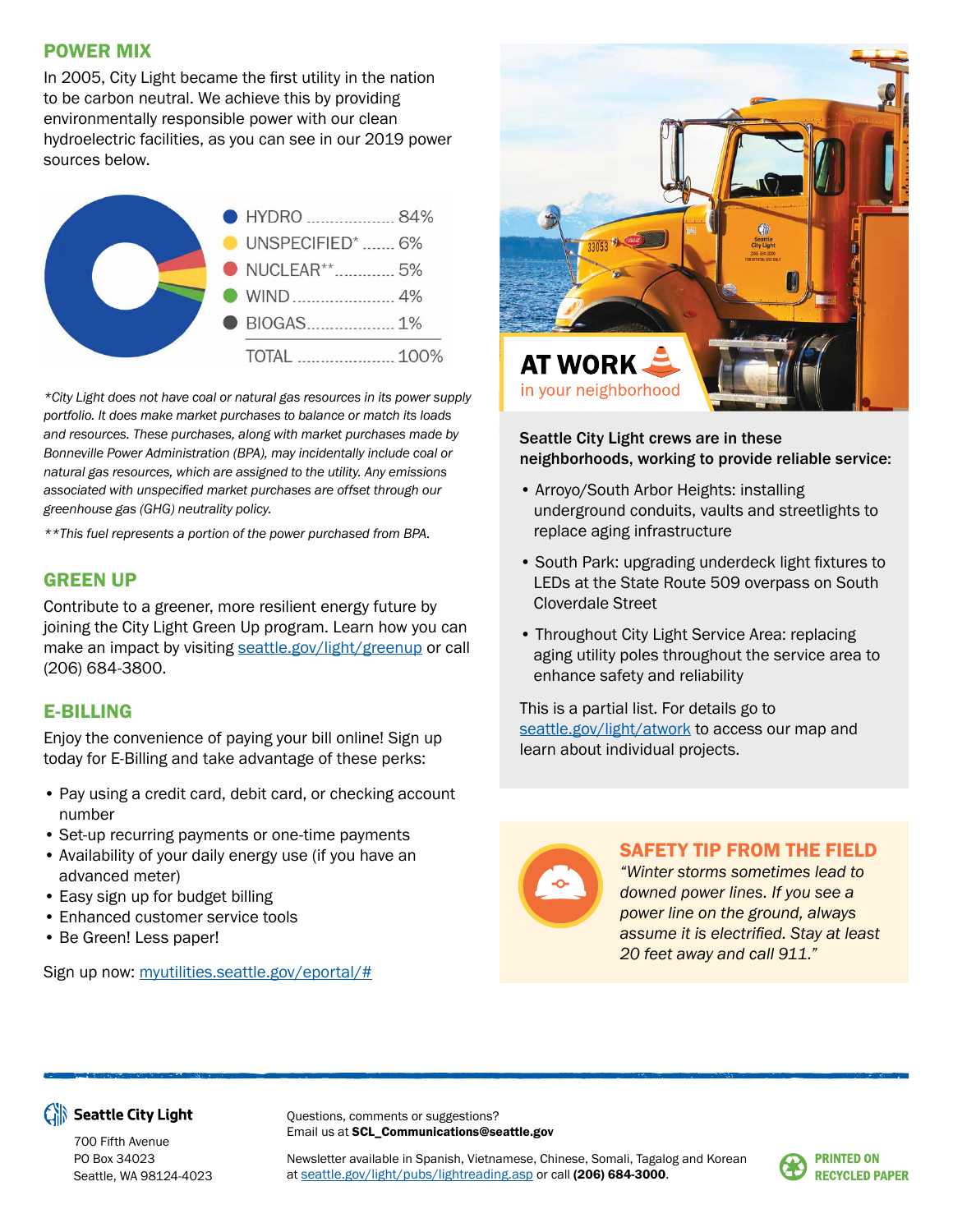## POWER MIX

In 2005, City Light became the first utility in the nation to be carbon neutral. We achieve this by providing environmentally responsible power with our clean hydroelectric facilities, as you can see in our 2019 power sources below.

HYDRO .................. 84%
UNSPECIFIED* ....... 6%
NUCLEAR** ............ 5%
WIND ...................... 4%
BIOGAS.................. 1%
TOTAL .................... 100%

*\*City Light does not have coal or natural gas resources in its power supply portfolio. It does make market purchases to balance or match its loads and resources. These purchases, along with market purchases made by Bonneville Power Administration (BPA), may incidentally include coal or natural gas resources, which are assigned to the utility. Any emissions associated with unspecified market purchases are offset through our greenhouse gas (GHG) neutrality policy.*

*\*\*This fuel represents a portion of the power purchased from BPA.*

## GREEN UP

Contribute to a greener, more resilient energy future by joining the City Light Green Up program. Learn how you can make an impact by visiting seattle.gov/light/greenup or call (206) 684-3800.

## E-BILLING

Enjoy the convenience of paying your bill online! Sign up today for E-Billing and take advantage of these perks:

- Pay using a credit card, debit card, or checking account number
- Set-up recurring payments or one-time payments
- Availability of your daily energy use (if you have an advanced meter)
- Easy sign up for budget billing
- Enhanced customer service tools
- Be Green! Less paper!

Sign up now: myutilities.seattle.gov/eportal/#

## AT WORK in your neighborhood

**Seattle City Light crews are in these neighborhoods, working to provide reliable service:**

- Arroyo/South Arbor Heights: installing underground conduits, vaults and streetlights to replace aging infrastructure
- South Park: upgrading underdeck light fixtures to LEDs at the State Route 509 overpass on South Cloverdale Street
- Throughout City Light Service Area: replacing aging utility poles throughout the service area to enhance safety and reliability

This is a partial list. For details go to seattle.gov/light/atwork to access our map and learn about individual projects.

## SAFETY TIP FROM THE FIELD

*"Winter storms sometimes lead to downed power lines. If you see a power line on the ground, always assume it is electrified. Stay at least 20 feet away and call 911."*

**Seattle City Light**

700 Fifth Avenue
PO Box 34023
Seattle, WA 98124-4023

Questions, comments or suggestions?
Email us at **SCL_Communications@seattle.gov**

Newsletter available in Spanish, Vietnamese, Chinese, Somali, Tagalog and Korean at seattle.gov/light/pubs/lightreading.asp or call **(206) 684-3000**.

PRINTED ON RECYCLED PAPER